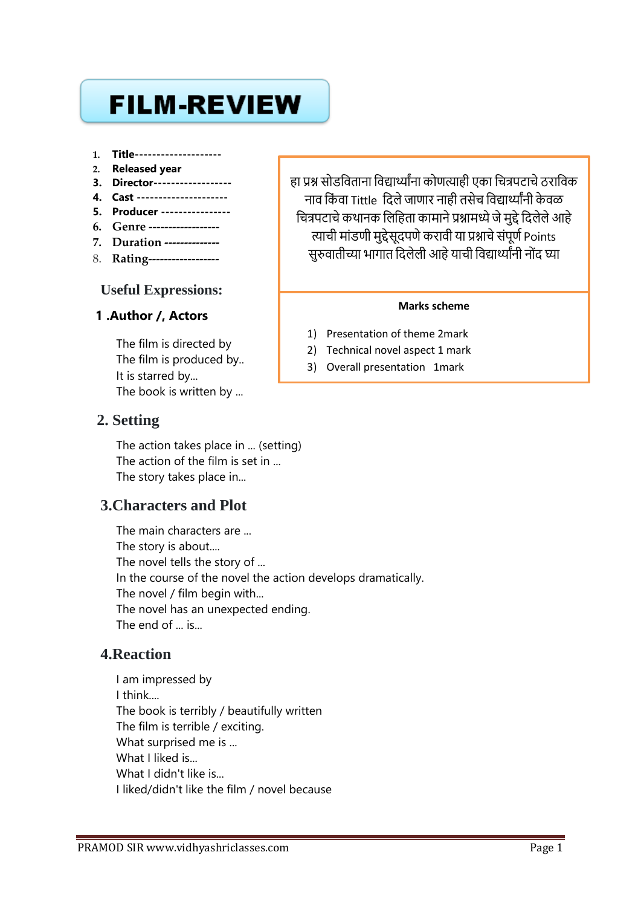# FILM-REVIEW

1. **Title--------------------**
2. **Released year**
3. **Director------------------**
4. **Cast ---------------------**
5. **Producer ----------------**
6. **Genre ------------------**
7. **Duration -------------**
8. **Rating------------------**

हा प्रश्न सोडविताना विद्यार्थ्यांना कोणत्याही एका चित्रपटाचे ठराविक नाव किंवा Tittle दिले जाणार नाही तसेच विद्यार्थ्यांनी केवळ चित्रपटाचे कथानक लिहिता कामाने प्रश्नामध्ये जे मुद्दे दिलेले आहे त्याची मांडणी मुद्देसूदपणे करावी या प्रश्नाचे संपूर्ण Points सुरुवातीच्या भागात दिलेली आहे याची विद्यार्थ्यांनी नोंद घ्या

**Marks scheme**

1) Presentation of theme 2mark
2) Technical novel aspect 1 mark
3) Overall presentation 1mark

## Useful Expressions:

### 1 .Author /, Actors

The film is directed by
The film is produced by..
It is starred by...
The book is written by ...

### 2. Setting

The action takes place in ... (setting)
The action of the film is set in ...
The story takes place in...

### 3.Characters and Plot

The main characters are ...
The story is about....
The novel tells the story of ...
In the course of the novel the action develops dramatically.
The novel / film begin with...
The novel has an unexpected ending.
The end of ... is...

### 4.Reaction

I am impressed by
I think....
The book is terribly / beautifully written
The film is terrible / exciting.
What surprised me is ...
What I liked is...
What I didn't like is...
I liked/didn't like the film / novel because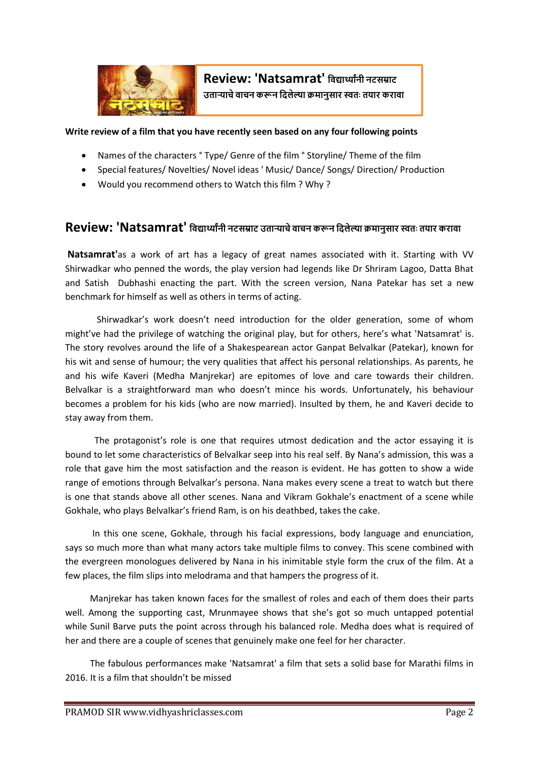**Review: 'Natsamrat' विद्यार्थ्यांनी नटसम्राट उताऱ्याचे वाचन करून दिलेल्या क्रमानुसार स्वतः तयार करावा**

**Write review of a film that you have recently seen based on any four following points**

- Names of the characters ° Type/ Genre of the film ° Storyline/ Theme of the film
- Special features/ Novelties/ Novel ideas ' Music/ Dance/ Songs/ Direction/ Production
- Would you recommend others to Watch this film ? Why ?

## Review: 'Natsamrat' विद्यार्थ्यांनी नटसम्राट उताऱ्याचे वाचन करून दिलेल्या क्रमानुसार स्वतः तयार करावा

**Natsamrat'**as a work of art has a legacy of great names associated with it. Starting with VV Shirwadkar who penned the words, the play version had legends like Dr Shriram Lagoo, Datta Bhat and Satish Dubhashi enacting the part. With the screen version, Nana Patekar has set a new benchmark for himself as well as others in terms of acting.

Shirwadkar's work doesn't need introduction for the older generation, some of whom might've had the privilege of watching the original play, but for others, here's what 'Natsamrat' is. The story revolves around the life of a Shakespearean actor Ganpat Belvalkar (Patekar), known for his wit and sense of humour; the very qualities that affect his personal relationships. As parents, he and his wife Kaveri (Medha Manjrekar) are epitomes of love and care towards their children. Belvalkar is a straightforward man who doesn't mince his words. Unfortunately, his behaviour becomes a problem for his kids (who are now married). Insulted by them, he and Kaveri decide to stay away from them.

The protagonist's role is one that requires utmost dedication and the actor essaying it is bound to let some characteristics of Belvalkar seep into his real self. By Nana's admission, this was a role that gave him the most satisfaction and the reason is evident. He has gotten to show a wide range of emotions through Belvalkar's persona. Nana makes every scene a treat to watch but there is one that stands above all other scenes. Nana and Vikram Gokhale's enactment of a scene while Gokhale, who plays Belvalkar's friend Ram, is on his deathbed, takes the cake.

In this one scene, Gokhale, through his facial expressions, body language and enunciation, says so much more than what many actors take multiple films to convey. This scene combined with the evergreen monologues delivered by Nana in his inimitable style form the crux of the film. At a few places, the film slips into melodrama and that hampers the progress of it.

Manjrekar has taken known faces for the smallest of roles and each of them does their parts well. Among the supporting cast, Mrunmayee shows that she's got so much untapped potential while Sunil Barve puts the point across through his balanced role. Medha does what is required of her and there are a couple of scenes that genuinely make one feel for her character.

The fabulous performances make 'Natsamrat' a film that sets a solid base for Marathi films in 2016. It is a film that shouldn't be missed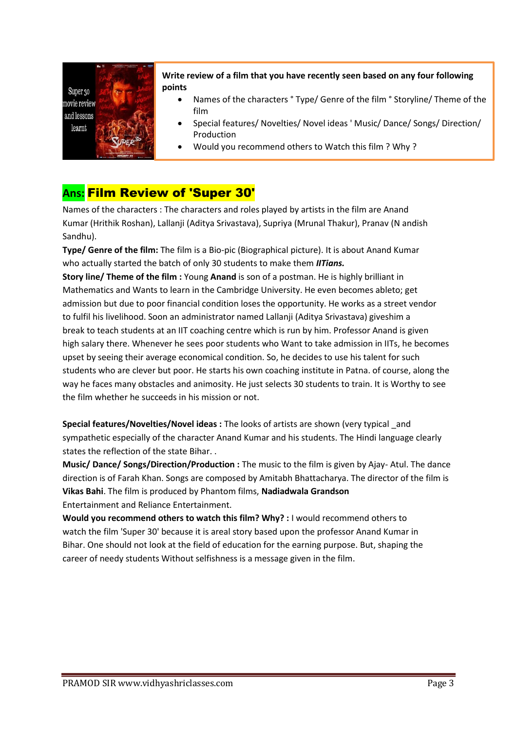**Write review of a film that you have recently seen based on any four following points**

- Names of the characters ° Type/ Genre of the film ° Storyline/ Theme of the film
- Special features/ Novelties/ Novel ideas ' Music/ Dance/ Songs/ Direction/ Production
- Would you recommend others to Watch this film ? Why ?

## Ans: Film Review of 'Super 30'

Names of the characters : The characters and roles played by artists in the film are Anand Kumar (Hrithik Roshan), Lallanji (Aditya Srivastava), Supriya (Mrunal Thakur), Pranav (N andish Sandhu).

**Type/ Genre of the film:** The film is a Bio-pic (Biographical picture). It is about Anand Kumar who actually started the batch of only 30 students to make them ***IITians.***

**Story line/ Theme of the film :** Young **Anand** is son of a postman. He is highly brilliant in Mathematics and Wants to learn in the Cambridge University. He even becomes ableto; get admission but due to poor financial condition loses the opportunity. He works as a street vendor to fulfil his livelihood. Soon an administrator named Lallanji (Aditya Srivastava) giveshim a break to teach students at an IIT coaching centre which is run by him. Professor Anand is given high salary there. Whenever he sees poor students who Want to take admission in IITs, he becomes upset by seeing their average economical condition. So, he decides to use his talent for such students who are clever but poor. He starts his own coaching institute in Patna. of course, along the way he faces many obstacles and animosity. He just selects 30 students to train. It is Worthy to see the film whether he succeeds in his mission or not.

**Special features/Novelties/Novel ideas :** The looks of artists are shown (very typical _and sympathetic especially of the character Anand Kumar and his students. The Hindi language clearly states the reflection of the state Bihar. .

**Music/ Dance/ Songs/Direction/Production :** The music to the film is given by Ajay- Atul. The dance direction is of Farah Khan. Songs are composed by Amitabh Bhattacharya. The director of the film is **Vikas Bahi**. The film is produced by Phantom films, **Nadiadwala Grandson** Entertainment and Reliance Entertainment.

**Would you recommend others to watch this film? Why? :** I would recommend others to watch the film 'Super 30' because it is areal story based upon the professor Anand Kumar in Bihar. One should not look at the field of education for the earning purpose. But, shaping the career of needy students Without selfishness is a message given in the film.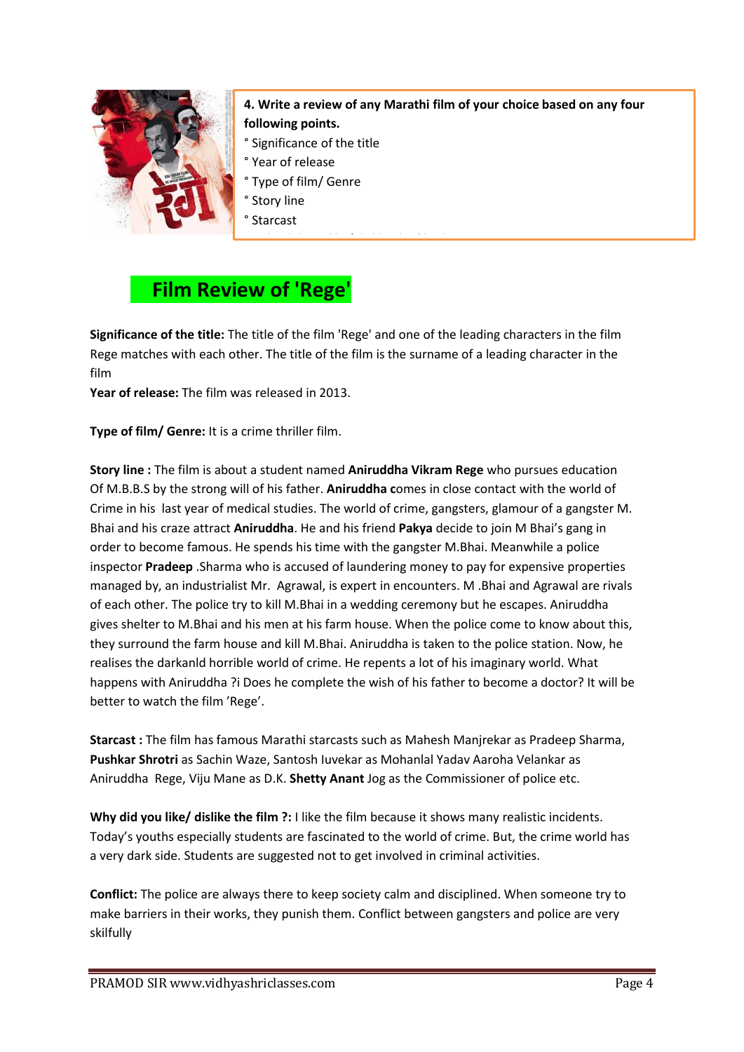**4. Write a review of any Marathi film of your choice based on any four following points.**

- Significance of the title
- Year of release
- Type of film/ Genre
- Story line
- Starcast

## Film Review of 'Rege'

**Significance of the title:** The title of the film 'Rege' and one of the leading characters in the film Rege matches with each other. The title of the film is the surname of a leading character in the film

**Year of release:** The film was released in 2013.

**Type of film/ Genre:** It is a crime thriller film.

**Story line :** The film is about a student named **Aniruddha Vikram Rege** who pursues education Of M.B.B.S by the strong will of his father. **Aniruddha c**omes in close contact with the world of Crime in his last year of medical studies. The world of crime, gangsters, glamour of a gangster M. Bhai and his craze attract **Aniruddha**. He and his friend **Pakya** decide to join M Bhai's gang in order to become famous. He spends his time with the gangster M.Bhai. Meanwhile a police inspector **Pradeep** .Sharma who is accused of laundering money to pay for expensive properties managed by, an industrialist Mr. Agrawal, is expert in encounters. M .Bhai and Agrawal are rivals of each other. The police try to kill M.Bhai in a wedding ceremony but he escapes. Aniruddha gives shelter to M.Bhai and his men at his farm house. When the police come to know about this, they surround the farm house and kill M.Bhai. Aniruddha is taken to the police station. Now, he realises the darkanld horrible world of crime. He repents a lot of his imaginary world. What happens with Aniruddha ?i Does he complete the wish of his father to become a doctor? It will be better to watch the film 'Rege'.

**Starcast :** The film has famous Marathi starcasts such as Mahesh Manjrekar as Pradeep Sharma, **Pushkar Shrotri** as Sachin Waze, Santosh Iuvekar as Mohanlal Yadav Aaroha Velankar as Aniruddha Rege, Viju Mane as D.K. **Shetty Anant** Jog as the Commissioner of police etc.

**Why did you like/ dislike the film ?:** I like the film because it shows many realistic incidents. Today's youths especially students are fascinated to the world of crime. But, the crime world has a very dark side. Students are suggested not to get involved in criminal activities.

**Conflict:** The police are always there to keep society calm and disciplined. When someone try to make barriers in their works, they punish them. Conflict between gangsters and police are very skilfully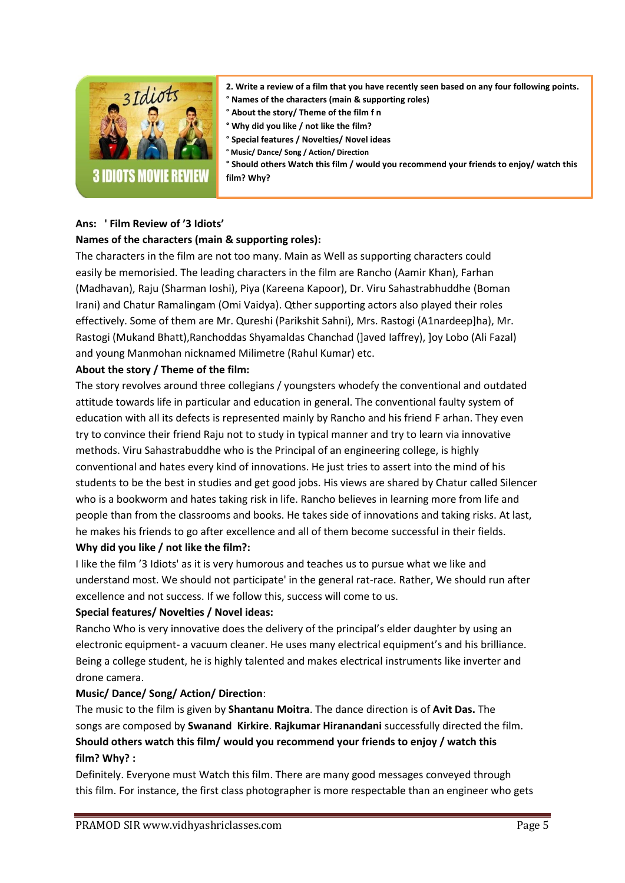**2. Write a review of a film that you have recently seen based on any four following points.**
**° Names of the characters (main & supporting roles)**
**° About the story/ Theme of the film f n**
**° Why did you like / not like the film?**
**° Special features / Novelties/ Novel ideas**
**° Music/ Dance/ Song / Action/ Direction**
**° Should others Watch this film / would you recommend your friends to enjoy/ watch this film? Why?**

**Ans: ' Film Review of '3 Idiots'**

**Names of the characters (main & supporting roles):**

The characters in the film are not too many. Main as Well as supporting characters could easily be memorisied. The leading characters in the film are Rancho (Aamir Khan), Farhan (Madhavan), Raju (Sharman Ioshi), Piya (Kareena Kapoor), Dr. Viru Sahastrabhuddhe (Boman Irani) and Chatur Ramalingam (Omi Vaidya). Qther supporting actors also played their roles effectively. Some of them are Mr. Qureshi (Parikshit Sahni), Mrs. Rastogi (A1nardeep]ha), Mr. Rastogi (Mukand Bhatt),Ranchoddas Shyamaldas Chanchad (]aved Iaffrey), ]oy Lobo (Ali Fazal) and young Manmohan nicknamed Milimetre (Rahul Kumar) etc.

**About the story / Theme of the film:**

The story revolves around three collegians / youngsters whodefy the conventional and outdated attitude towards life in particular and education in general. The conventional faulty system of education with all its defects is represented mainly by Rancho and his friend F arhan. They even try to convince their friend Raju not to study in typical manner and try to learn via innovative methods. Viru Sahastrabuddhe who is the Principal of an engineering college, is highly conventional and hates every kind of innovations. He just tries to assert into the mind of his students to be the best in studies and get good jobs. His views are shared by Chatur called Silencer who is a bookworm and hates taking risk in life. Rancho believes in learning more from life and people than from the classrooms and books. He takes side of innovations and taking risks. At last, he makes his friends to go after excellence and all of them become successful in their fields.

**Why did you like / not like the film?:**

I like the film '3 Idiots' as it is very humorous and teaches us to pursue what we like and understand most. We should not participate' in the general rat-race. Rather, We should run after excellence and not success. If we follow this, success will come to us.

**Special features/ Novelties / Novel ideas:**

Rancho Who is very innovative does the delivery of the principal's elder daughter by using an electronic equipment- a vacuum cleaner. He uses many electrical equipment's and his brilliance. Being a college student, he is highly talented and makes electrical instruments like inverter and drone camera.

**Music/ Dance/ Song/ Action/ Direction**:

The music to the film is given by **Shantanu Moitra**. The dance direction is of **Avit Das.** The songs are composed by **Swanand Kirkire**. **Rajkumar Hiranandani** successfully directed the film.

**Should others watch this film/ would you recommend your friends to enjoy / watch this film? Why? :**

Definitely. Everyone must Watch this film. There are many good messages conveyed through this film. For instance, the first class photographer is more respectable than an engineer who gets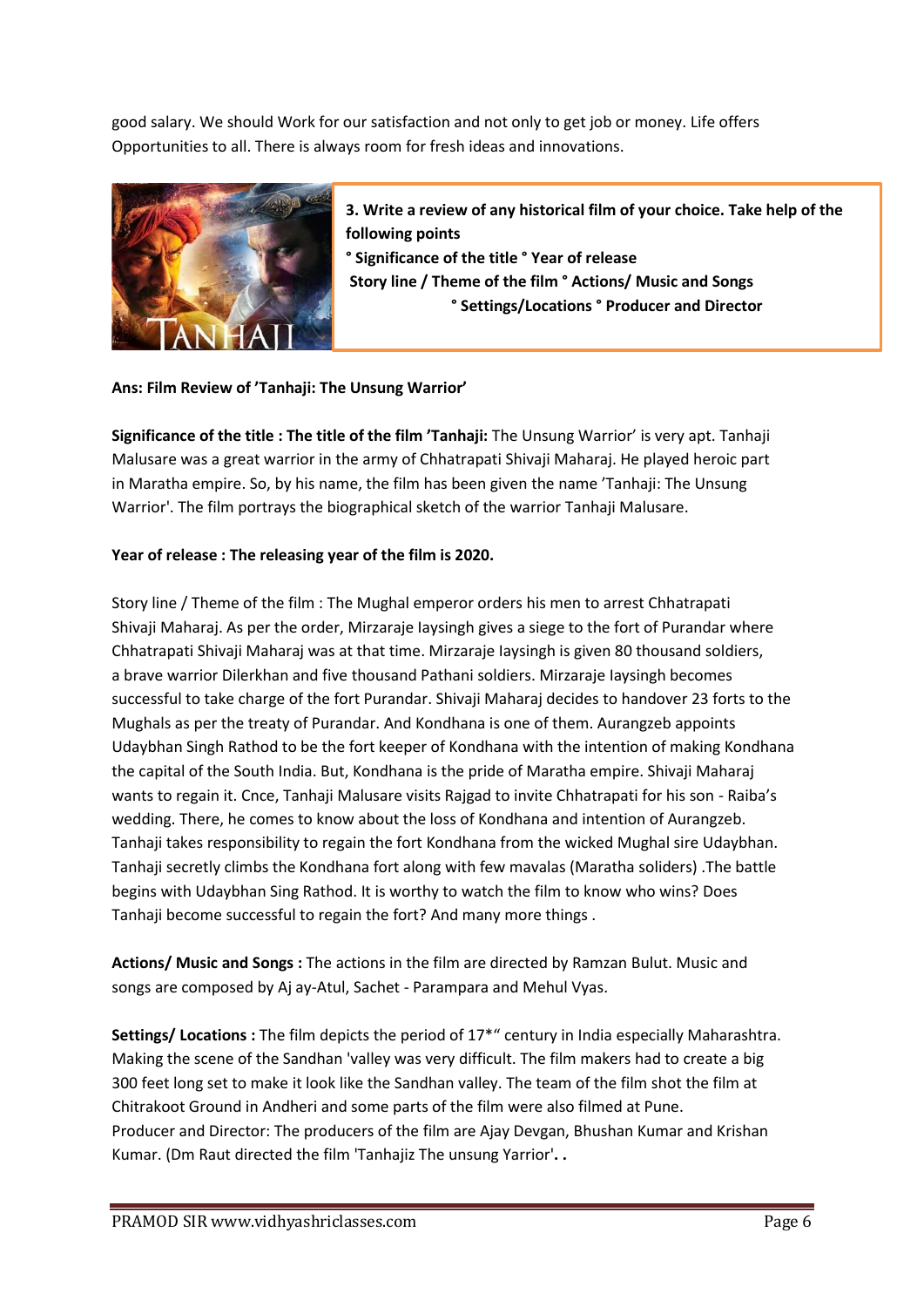good salary. We should Work for our satisfaction and not only to get job or money. Life offers Opportunities to all. There is always room for fresh ideas and innovations.

**3. Write a review of any historical film of your choice. Take help of the following points**
**° Significance of the title ° Year of release**
**Story line / Theme of the film ° Actions/ Music and Songs**
**° Settings/Locations ° Producer and Director**

**Ans: Film Review of 'Tanhaji: The Unsung Warrior'**

**Significance of the title : The title of the film 'Tanhaji:** The Unsung Warrior' is very apt. Tanhaji Malusare was a great warrior in the army of Chhatrapati Shivaji Maharaj. He played heroic part in Maratha empire. So, by his name, the film has been given the name 'Tanhaji: The Unsung Warrior'. The film portrays the biographical sketch of the warrior Tanhaji Malusare.

**Year of release : The releasing year of the film is 2020.**

Story line / Theme of the film : The Mughal emperor orders his men to arrest Chhatrapati Shivaji Maharaj. As per the order, Mirzaraje Iaysingh gives a siege to the fort of Purandar where Chhatrapati Shivaji Maharaj was at that time. Mirzaraje Iaysingh is given 80 thousand soldiers, a brave warrior Dilerkhan and five thousand Pathani soldiers. Mirzaraje Iaysingh becomes successful to take charge of the fort Purandar. Shivaji Maharaj decides to handover 23 forts to the Mughals as per the treaty of Purandar. And Kondhana is one of them. Aurangzeb appoints Udaybhan Singh Rathod to be the fort keeper of Kondhana with the intention of making Kondhana the capital of the South India. But, Kondhana is the pride of Maratha empire. Shivaji Maharaj wants to regain it. Cnce, Tanhaji Malusare visits Rajgad to invite Chhatrapati for his son - Raiba's wedding. There, he comes to know about the loss of Kondhana and intention of Aurangzeb. Tanhaji takes responsibility to regain the fort Kondhana from the wicked Mughal sire Udaybhan. Tanhaji secretly climbs the Kondhana fort along with few mavalas (Maratha soliders) .The battle begins with Udaybhan Sing Rathod. It is worthy to watch the film to know who wins? Does Tanhaji become successful to regain the fort? And many more things .

**Actions/ Music and Songs :** The actions in the film are directed by Ramzan Bulut. Music and songs are composed by Aj ay-Atul, Sachet - Parampara and Mehul Vyas.

**Settings/ Locations :** The film depicts the period of 17*" century in India especially Maharashtra. Making the scene of the Sandhan 'valley was very difficult. The film makers had to create a big 300 feet long set to make it look like the Sandhan valley. The team of the film shot the film at Chitrakoot Ground in Andheri and some parts of the film were also filmed at Pune.
Producer and Director: The producers of the film are Ajay Devgan, Bhushan Kumar and Krishan Kumar. (Dm Raut directed the film 'Tanhajiz The unsung Yarrior'**. .**